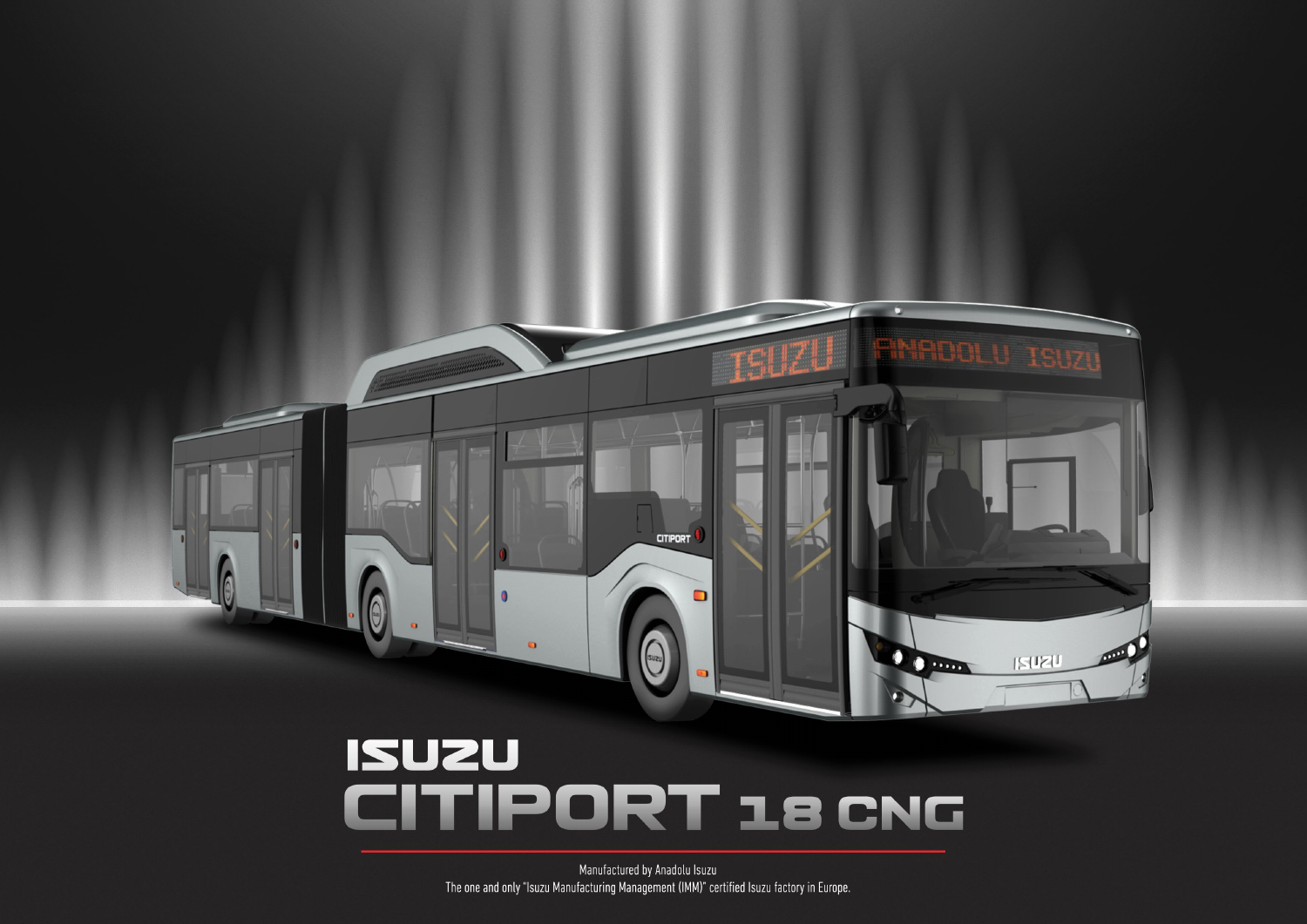# ISUZU

# CITIPORT 18 CNG

Manufactured by Anadolu Isuzu

The one and only "Isuzu Manufacturing Management (IMM)" certified Isuzu factory in Europe.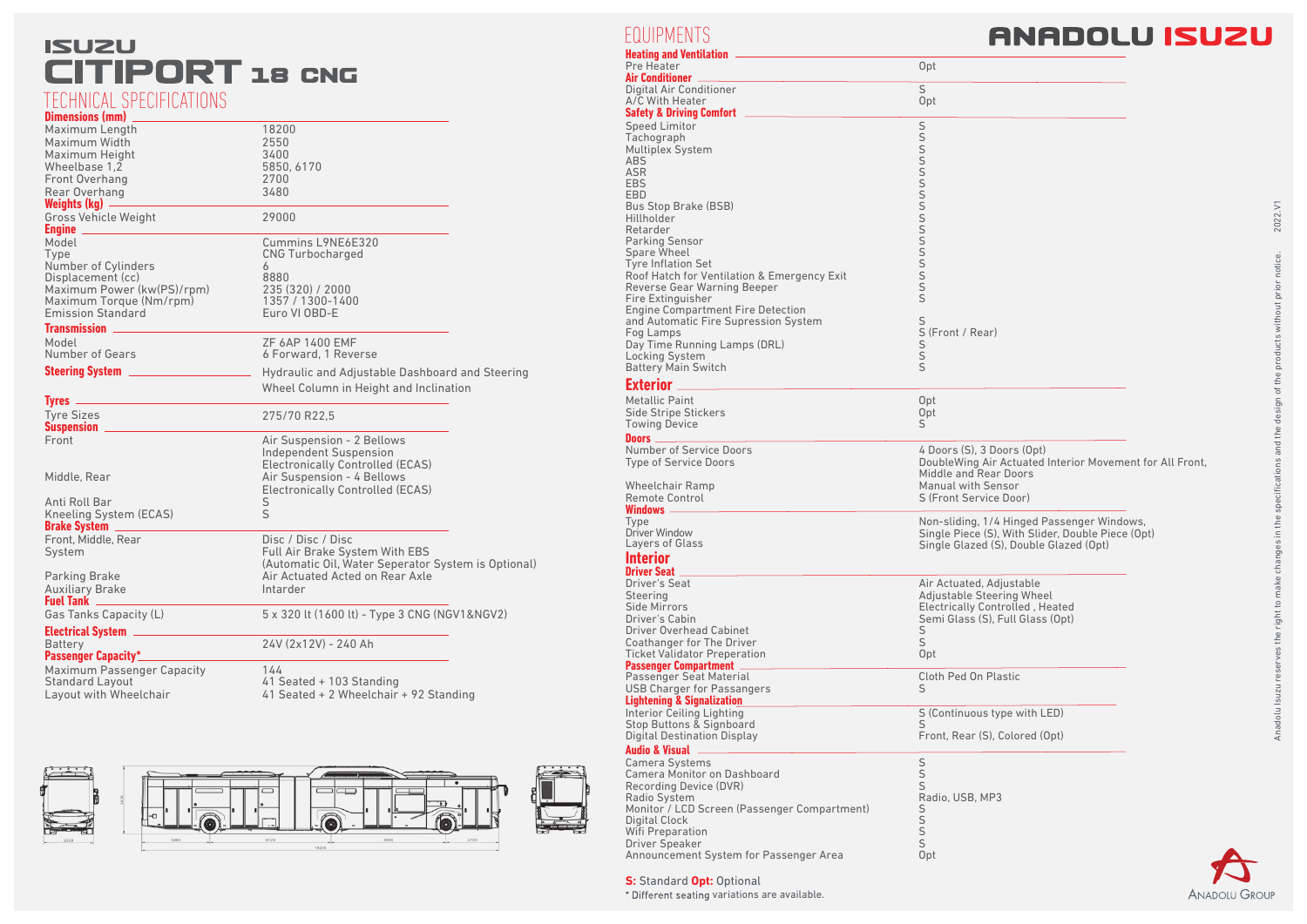# ISUZU CITIPORT 18 CNG

## TECHNICAL SPECIFICATIONS

### Dimensions (mm)

| | |
|---|---|
| Maximum Length | 18200 |
| Maximum Width | 2550 |
| Maximum Height | 3400 |
| Wheelbase 1,2 | 5850, 6170 |
| Front Overhang | 2700 |
| Rear Overhang | 3480 |

### Weights (kg)

| | |
|---|---|
| Gross Vehicle Weight | 29000 |

### Engine

| | |
|---|---|
| Model | Cummins L9NE6E320 |
| Type | CNG Turbocharged |
| Number of Cylinders | 6 |
| Displacement (cc) | 8880 |
| Maximum Power (kw(PS)/rpm) | 235 (320) / 2000 |
| Maximum Torque (Nm/rpm) | 1357 / 1300-1400 |
| Emission Standard | Euro VI OBD-E |

### Transmission

| | |
|---|---|
| Model | ZF 6AP 1400 EMF |
| Number of Gears | 6 Forward, 1 Reverse |

### Steering System

Hydraulic and Adjustable Dashboard and Steering Wheel Column in Height and Inclination

### Tyres

| | |
|---|---|
| Tyre Sizes | 275/70 R22,5 |

### Suspension

| | |
|---|---|
| Front | Air Suspension - 2 Bellows Independent Suspension Electronically Controlled (ECAS) |
| Middle, Rear | Air Suspension - 4 Bellows Electronically Controlled (ECAS) |
| Anti Roll Bar | S |
| Kneeling System (ECAS) | S |

### Brake System

| | |
|---|---|
| Front, Middle, Rear | Disc / Disc / Disc |
| System | Full Air Brake System With EBS (Automatic Oil, Water Seperator System is Optional) |
| Parking Brake | Air Actuated Acted on Rear Axle |
| Auxiliary Brake | Intarder |

### Fuel Tank

| | |
|---|---|
| Gas Tanks Capacity (L) | 5 x 320 lt (1600 lt) - Type 3 CNG (NGV1&NGV2) |

### Electrical System

| | |
|---|---|
| Battery | 24V (2x12V) - 240 Ah |

### Passenger Capacity*

| | |
|---|---|
| Maximum Passenger Capacity | 144 |
| Standard Layout | 41 Seated + 103 Standing |
| Layout with Wheelchair | 41 Seated + 2 Wheelchair + 92 Standing |

## EQUIPMENTS

### Heating and Ventilation

| | |
|---|---|
| Pre Heater | Opt |

### Air Conditioner

| | |
|---|---|
| Digital Air Conditioner | S |
| A/C With Heater | Opt |

### Safety & Driving Comfort

| | |
|---|---|
| Speed Limitor | S |
| Tachograph | S |
| Multiplex System | S |
| ABS | S |
| ASR | S |
| EBS | S |
| EBD | S |
| Bus Stop Brake (BSB) | S |
| Hillholder | S |
| Retarder | S |
| Parking Sensor | S |
| Spare Wheel | S |
| Tyre Inflation Set | S |
| Roof Hatch for Ventilation & Emergency Exit | S |
| Reverse Gear Warning Beeper | S |
| Fire Extinguisher | S |
| Engine Compartment Fire Detection and Automatic Fire Supression System | S |
| Fog Lamps | S (Front / Rear) |
| Day Time Running Lamps (DRL) | S |
| Locking System | S |
| Battery Main Switch | S |

## Exterior

| | |
|---|---|
| Metallic Paint | Opt |
| Side Stripe Stickers | Opt |
| Towing Device | S |

### Doors

| | |
|---|---|
| Number of Service Doors | 4 Doors (S), 3 Doors (Opt) |
| Type of Service Doors | DoubleWing Air Actuated Interior Movement for All Front, Middle and Rear Doors |
| Wheelchair Ramp | Manual with Sensor |
| Remote Control | S (Front Service Door) |

### Windows

| | |
|---|---|
| Type | Non-sliding, 1/4 Hinged Passenger Windows, |
| Driver Window | Single Piece (S), With Slider, Double Piece (Opt) |
| Layers of Glass | Single Glazed (S), Double Glazed (Opt) |

## Interior

### Driver Seat

| | |
|---|---|
| Driver's Seat | Air Actuated, Adjustable |
| Steering | Adjustable Steering Wheel |
| Side Mirrors | Electrically Controlled , Heated |
| Driver's Cabin | Semi Glass (S), Full Glass (Opt) |
| Driver Overhead Cabinet | S |
| Coathanger for The Driver | S |
| Ticket Validator Preperation | Opt |

### Passenger Compartment

| | |
|---|---|
| Passenger Seat Material | Cloth Ped On Plastic |
| USB Charger for Passangers | S |

### Lightening & Signalization

| | |
|---|---|
| Interior Ceiling Lighting | S (Continuous type with LED) |
| Stop Buttons & Signboard | S |
| Digital Destination Display | Front, Rear (S), Colored (Opt) |

### Audio & Visual

| | |
|---|---|
| Camera Systems | S |
| Camera Monitor on Dashboard | S |
| Recording Device (DVR) | S |
| Radio System | Radio, USB, MP3 |
| Monitor / LCD Screen (Passenger Compartment) | S |
| Digital Clock | S |
| Wifi Preparation | S |
| Driver Speaker | S |
| Announcement System for Passenger Area | Opt |

**S:** Standard **Opt:** Optional

* Different seating variations are available.

Anadolu Isuzu reserves the right to make changes in the specifications and the design of the products without prior notice. 2022.V1